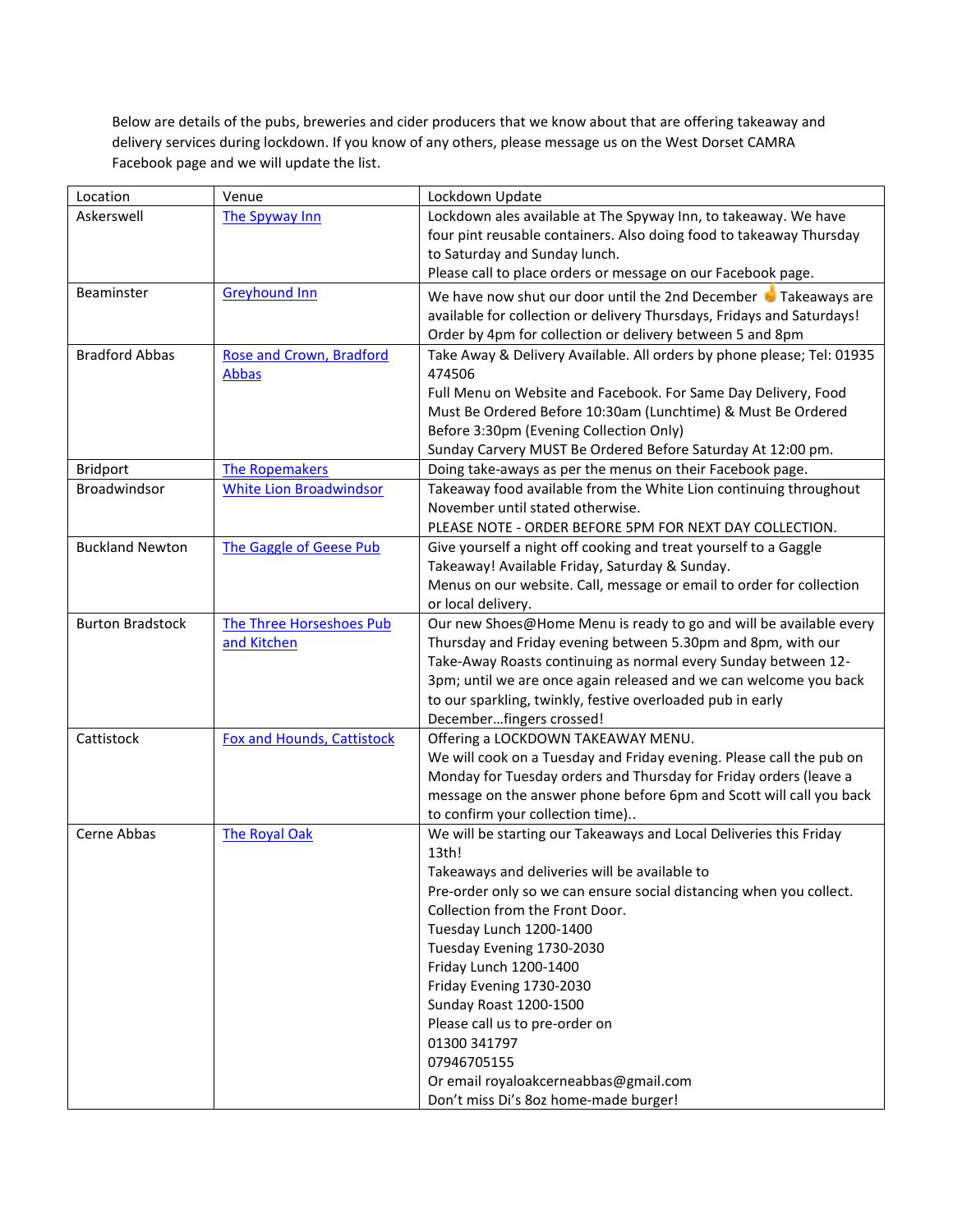Below are details of the pubs, breweries and cider producers that we know about that are offering takeaway and delivery services during lockdown. If you know of any others, please message us on the West Dorset CAMRA Facebook page and we will update the list.

| Location | Venue | Lockdown Update |
|---|---|---|
| Askerswell | The Spyway Inn | Lockdown ales available at The Spyway Inn, to takeaway. We have four pint reusable containers. Also doing food to takeaway Thursday to Saturday and Sunday lunch.<br>Please call to place orders or message on our Facebook page. |
| Beaminster | Greyhound Inn | We have now shut our door until the 2nd December 👆 Takeaways are available for collection or delivery Thursdays, Fridays and Saturdays! Order by 4pm for collection or delivery between 5 and 8pm |
| Bradford Abbas | Rose and Crown, Bradford Abbas | Take Away & Delivery Available. All orders by phone please; Tel: 01935 474506<br>Full Menu on Website and Facebook. For Same Day Delivery, Food Must Be Ordered Before 10:30am (Lunchtime) & Must Be Ordered Before 3:30pm (Evening Collection Only)<br>Sunday Carvery MUST Be Ordered Before Saturday At 12:00 pm. |
| Bridport | The Ropemakers | Doing take-aways as per the menus on their Facebook page. |
| Broadwindsor | White Lion Broadwindsor | Takeaway food available from the White Lion continuing throughout November until stated otherwise.<br>PLEASE NOTE - ORDER BEFORE 5PM FOR NEXT DAY COLLECTION. |
| Buckland Newton | The Gaggle of Geese Pub | Give yourself a night off cooking and treat yourself to a Gaggle Takeaway! Available Friday, Saturday & Sunday.<br>Menus on our website. Call, message or email to order for collection or local delivery. |
| Burton Bradstock | The Three Horseshoes Pub and Kitchen | Our new Shoes@Home Menu is ready to go and will be available every Thursday and Friday evening between 5.30pm and 8pm, with our Take-Away Roasts continuing as normal every Sunday between 12-3pm; until we are once again released and we can welcome you back to our sparkling, twinkly, festive overloaded pub in early December…fingers crossed! |
| Cattistock | Fox and Hounds, Cattistock | Offering a LOCKDOWN TAKEAWAY MENU.<br>We will cook on a Tuesday and Friday evening. Please call the pub on Monday for Tuesday orders and Thursday for Friday orders (leave a message on the answer phone before 6pm and Scott will call you back to confirm your collection time).. |
| Cerne Abbas | The Royal Oak | We will be starting our Takeaways and Local Deliveries this Friday 13th!<br>Takeaways and deliveries will be available to<br>Pre-order only so we can ensure social distancing when you collect.<br>Collection from the Front Door.<br>Tuesday Lunch 1200-1400<br>Tuesday Evening 1730-2030<br>Friday Lunch 1200-1400<br>Friday Evening 1730-2030<br>Sunday Roast 1200-1500<br>Please call us to pre-order on<br>01300 341797<br>07946705155<br>Or email royaloakcerneabbas@gmail.com<br>Don't miss Di's 8oz home-made burger! |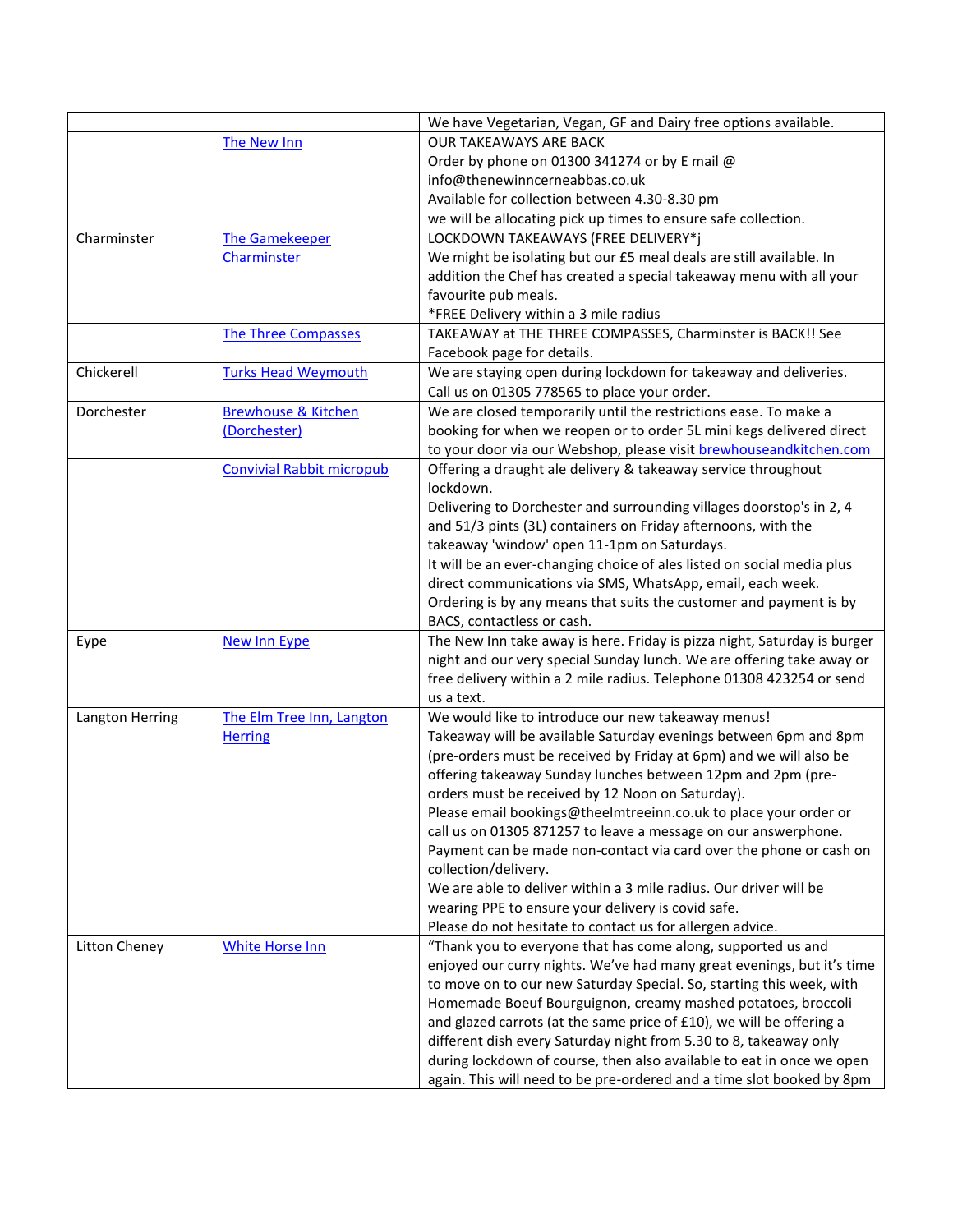| | | |
|---|---|---|
| | | We have Vegetarian, Vegan, GF and Dairy free options available. |
| | The New Inn | OUR TAKEAWAYS ARE BACK<br>Order by phone on 01300 341274 or by E mail @ info@thenewinncerneabbas.co.uk<br>Available for collection between 4.30-8.30 pm<br>we will be allocating pick up times to ensure safe collection. |
| Charminster | The Gamekeeper Charminster | LOCKDOWN TAKEAWAYS (FREE DELIVERY*j<br>We might be isolating but our £5 meal deals are still available. In addition the Chef has created a special takeaway menu with all your favourite pub meals.<br>*FREE Delivery within a 3 mile radius |
| | The Three Compasses | TAKEAWAY at THE THREE COMPASSES, Charminster is BACK!! See Facebook page for details. |
| Chickerell | Turks Head Weymouth | We are staying open during lockdown for takeaway and deliveries. Call us on 01305 778565 to place your order. |
| Dorchester | Brewhouse & Kitchen (Dorchester) | We are closed temporarily until the restrictions ease. To make a booking for when we reopen or to order 5L mini kegs delivered direct to your door via our Webshop, please visit brewhouseandkitchen.com |
| | Convivial Rabbit micropub | Offering a draught ale delivery & takeaway service throughout lockdown.<br>Delivering to Dorchester and surrounding villages doorstop's in 2, 4 and 51/3 pints (3L) containers on Friday afternoons, with the takeaway 'window' open 11-1pm on Saturdays.<br>It will be an ever-changing choice of ales listed on social media plus direct communications via SMS, WhatsApp, email, each week.<br>Ordering is by any means that suits the customer and payment is by BACS, contactless or cash. |
| Eype | New Inn Eype | The New Inn take away is here. Friday is pizza night, Saturday is burger night and our very special Sunday lunch. We are offering take away or free delivery within a 2 mile radius. Telephone 01308 423254 or send us a text. |
| Langton Herring | The Elm Tree Inn, Langton Herring | We would like to introduce our new takeaway menus!<br>Takeaway will be available Saturday evenings between 6pm and 8pm (pre-orders must be received by Friday at 6pm) and we will also be offering takeaway Sunday lunches between 12pm and 2pm (pre-orders must be received by 12 Noon on Saturday).<br>Please email bookings@theelmtreeinn.co.uk to place your order or call us on 01305 871257 to leave a message on our answerphone.<br>Payment can be made non-contact via card over the phone or cash on collection/delivery.<br>We are able to deliver within a 3 mile radius. Our driver will be wearing PPE to ensure your delivery is covid safe.<br>Please do not hesitate to contact us for allergen advice. |
| Litton Cheney | White Horse Inn | "Thank you to everyone that has come along, supported us and enjoyed our curry nights. We've had many great evenings, but it's time to move on to our new Saturday Special. So, starting this week, with Homemade Boeuf Bourguignon, creamy mashed potatoes, broccoli and glazed carrots (at the same price of £10), we will be offering a different dish every Saturday night from 5.30 to 8, takeaway only during lockdown of course, then also available to eat in once we open again. This will need to be pre-ordered and a time slot booked by 8pm |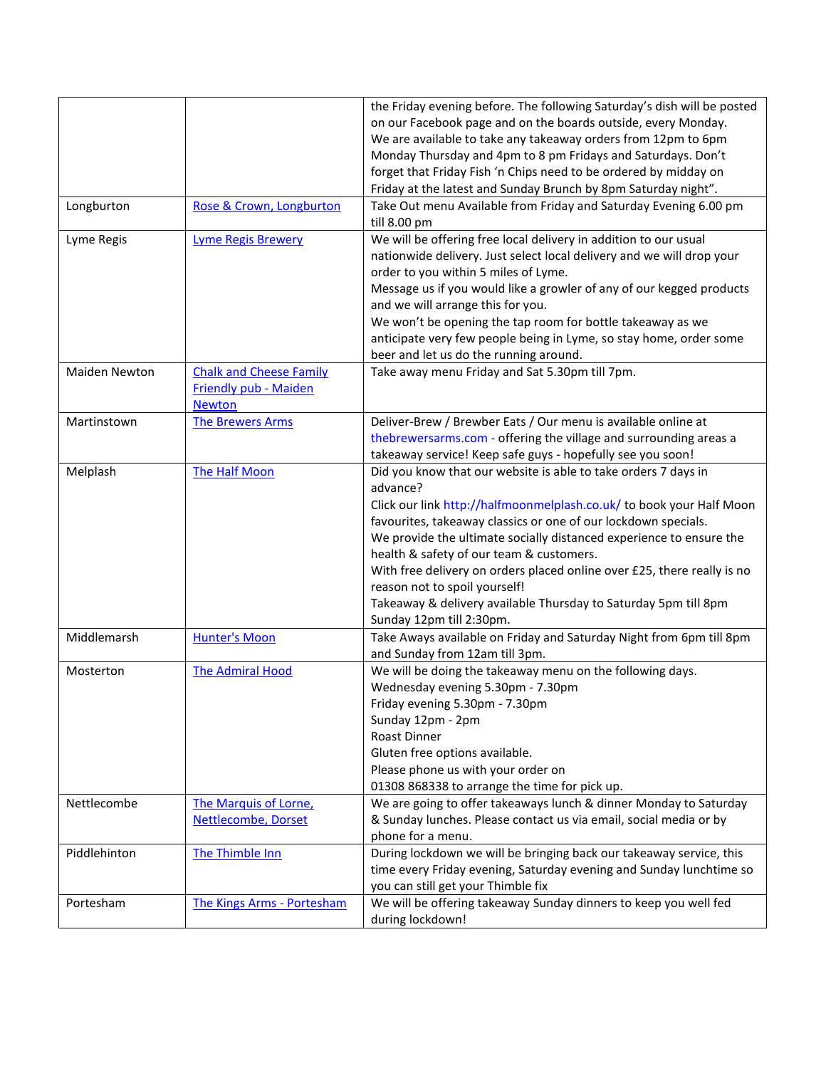| | | |
|---|---|---|
| | | the Friday evening before. The following Saturday's dish will be posted on our Facebook page and on the boards outside, every Monday.<br>We are available to take any takeaway orders from 12pm to 6pm Monday Thursday and 4pm to 8 pm Fridays and Saturdays. Don't forget that Friday Fish 'n Chips need to be ordered by midday on Friday at the latest and Sunday Brunch by 8pm Saturday night". |
| Longburton | Rose & Crown, Longburton | Take Out menu Available from Friday and Saturday Evening 6.00 pm till 8.00 pm |
| Lyme Regis | Lyme Regis Brewery | We will be offering free local delivery in addition to our usual nationwide delivery. Just select local delivery and we will drop your order to you within 5 miles of Lyme.<br>Message us if you would like a growler of any of our kegged products and we will arrange this for you.<br>We won't be opening the tap room for bottle takeaway as we anticipate very few people being in Lyme, so stay home, order some beer and let us do the running around. |
| Maiden Newton | Chalk and Cheese Family Friendly pub - Maiden Newton | Take away menu Friday and Sat 5.30pm till 7pm. |
| Martinstown | The Brewers Arms | Deliver-Brew / Brewber Eats / Our menu is available online at thebrewersarms.com - offering the village and surrounding areas a takeaway service! Keep safe guys - hopefully see you soon! |
| Melplash | The Half Moon | Did you know that our website is able to take orders 7 days in advance?<br>Click our link http://halfmoonmelplash.co.uk/ to book your Half Moon favourites, takeaway classics or one of our lockdown specials.<br>We provide the ultimate socially distanced experience to ensure the health & safety of our team & customers.<br>With free delivery on orders placed online over £25, there really is no reason not to spoil yourself!<br>Takeaway & delivery available Thursday to Saturday 5pm till 8pm Sunday 12pm till 2:30pm. |
| Middlemarsh | Hunter's Moon | Take Aways available on Friday and Saturday Night from 6pm till 8pm and Sunday from 12am till 3pm. |
| Mosterton | The Admiral Hood | We will be doing the takeaway menu on the following days.<br>Wednesday evening 5.30pm - 7.30pm<br>Friday evening 5.30pm - 7.30pm<br>Sunday 12pm - 2pm<br>Roast Dinner<br>Gluten free options available.<br>Please phone us with your order on<br>01308 868338 to arrange the time for pick up. |
| Nettlecombe | The Marquis of Lorne, Nettlecombe, Dorset | We are going to offer takeaways lunch & dinner Monday to Saturday & Sunday lunches. Please contact us via email, social media or by phone for a menu. |
| Piddlehinton | The Thimble Inn | During lockdown we will be bringing back our takeaway service, this time every Friday evening, Saturday evening and Sunday lunchtime so you can still get your Thimble fix |
| Portesham | The Kings Arms - Portesham | We will be offering takeaway Sunday dinners to keep you well fed during lockdown! |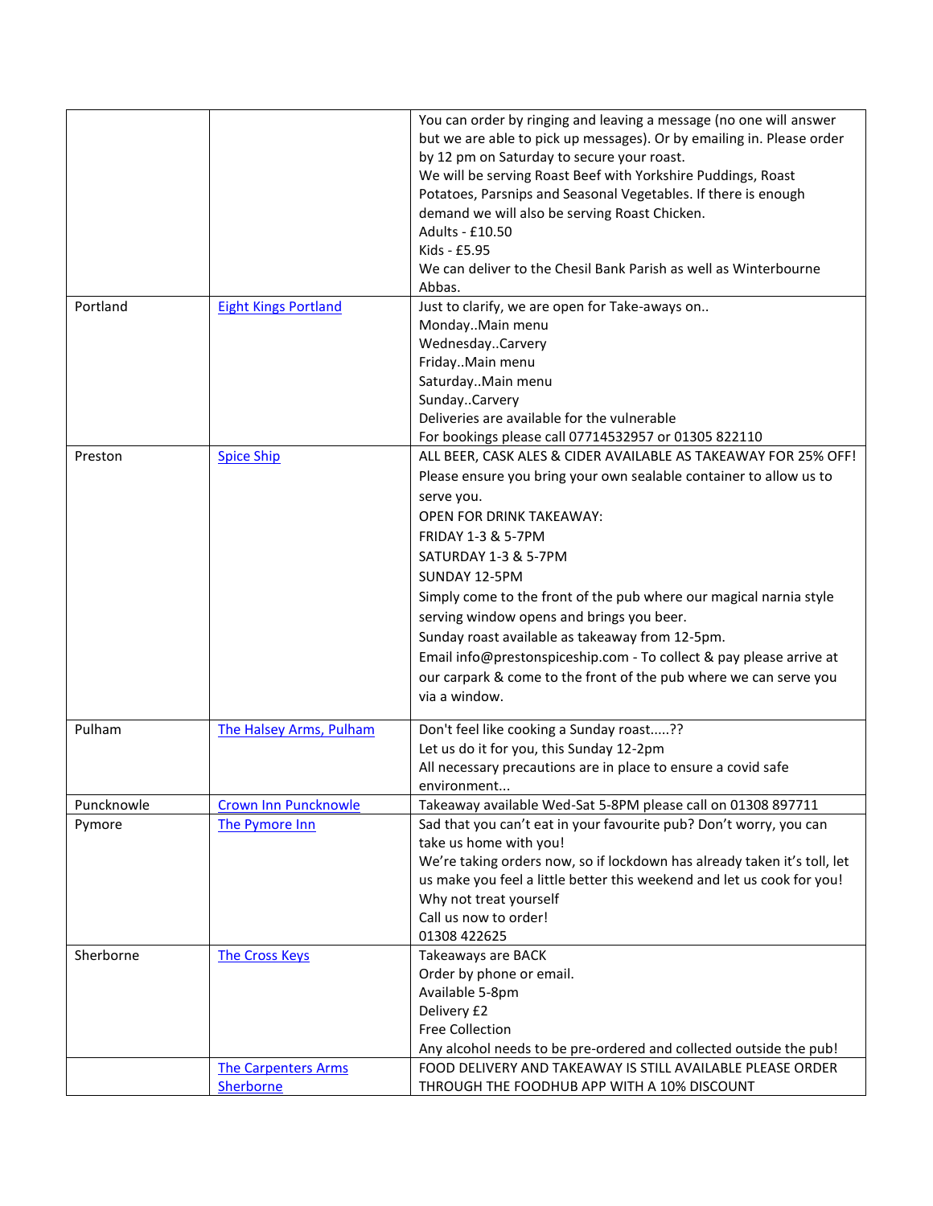| | | |
|---|---|---|
| | | You can order by ringing and leaving a message (no one will answer but we are able to pick up messages). Or by emailing in. Please order by 12 pm on Saturday to secure your roast.<br>We will be serving Roast Beef with Yorkshire Puddings, Roast Potatoes, Parsnips and Seasonal Vegetables. If there is enough demand we will also be serving Roast Chicken.<br>Adults - £10.50<br>Kids - £5.95<br>We can deliver to the Chesil Bank Parish as well as Winterbourne Abbas. |
| Portland | [Eight Kings Portland]() | Just to clarify, we are open for Take-aways on..<br>Monday..Main menu<br>Wednesday..Carvery<br>Friday..Main menu<br>Saturday..Main menu<br>Sunday..Carvery<br>Deliveries are available for the vulnerable<br>For bookings please call 07714532957 or 01305 822110 |
| Preston | [Spice Ship]() | ALL BEER, CASK ALES & CIDER AVAILABLE AS TAKEAWAY FOR 25% OFF!<br>Please ensure you bring your own sealable container to allow us to serve you.<br>OPEN FOR DRINK TAKEAWAY:<br>FRIDAY 1-3 & 5-7PM<br>SATURDAY 1-3 & 5-7PM<br>SUNDAY 12-5PM<br>Simply come to the front of the pub where our magical narnia style serving window opens and brings you beer.<br>Sunday roast available as takeaway from 12-5pm.<br>Email info@prestonspiceship.com - To collect & pay please arrive at our carpark & come to the front of the pub where we can serve you via a window. |
| Pulham | [The Halsey Arms, Pulham]() | Don't feel like cooking a Sunday roast.....??<br>Let us do it for you, this Sunday 12-2pm<br>All necessary precautions are in place to ensure a covid safe environment... |
| Puncknowle | [Crown Inn Puncknowle]() | Takeaway available Wed-Sat 5-8PM please call on 01308 897711 |
| Pymore | [The Pymore Inn]() | Sad that you can't eat in your favourite pub? Don't worry, you can take us home with you!<br>We're taking orders now, so if lockdown has already taken it's toll, let us make you feel a little better this weekend and let us cook for you!<br>Why not treat yourself<br>Call us now to order!<br>01308 422625 |
| Sherborne | [The Cross Keys]() | Takeaways are BACK<br>Order by phone or email.<br>Available 5-8pm<br>Delivery £2<br>Free Collection<br>Any alcohol needs to be pre-ordered and collected outside the pub! |
| | [The Carpenters Arms Sherborne]() | FOOD DELIVERY AND TAKEAWAY IS STILL AVAILABLE PLEASE ORDER THROUGH THE FOODHUB APP WITH A 10% DISCOUNT |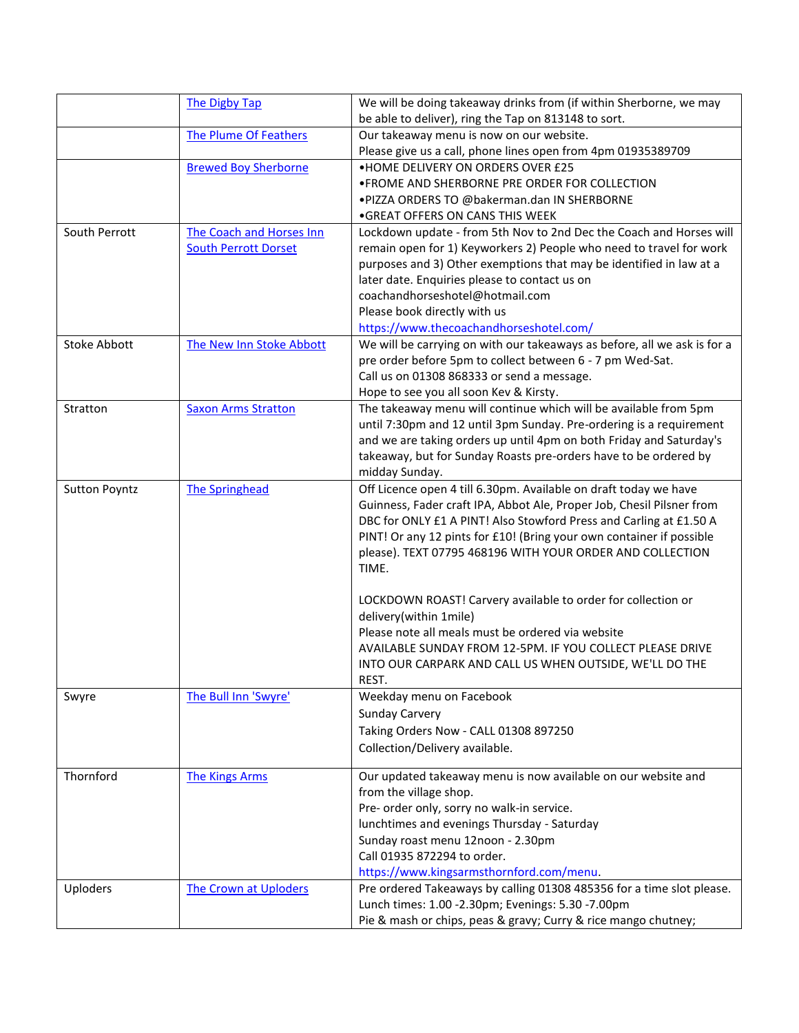| | | |
|---|---|---|
| | The Digby Tap | We will be doing takeaway drinks from (if within Sherborne, we may be able to deliver), ring the Tap on 813148 to sort. |
| | The Plume Of Feathers | Our takeaway menu is now on our website.<br>Please give us a call, phone lines open from 4pm 01935389709 |
| | Brewed Boy Sherborne | •HOME DELIVERY ON ORDERS OVER £25<br>•FROME AND SHERBORNE PRE ORDER FOR COLLECTION<br>•PIZZA ORDERS TO @bakerman.dan IN SHERBORNE<br>•GREAT OFFERS ON CANS THIS WEEK |
| South Perrott | The Coach and Horses Inn South Perrott Dorset | Lockdown update - from 5th Nov to 2nd Dec the Coach and Horses will remain open for 1) Keyworkers 2) People who need to travel for work purposes and 3) Other exemptions that may be identified in law at a later date. Enquiries please to contact us on coachandhorseshotel@hotmail.com<br>Please book directly with us<br>https://www.thecoachandhorseshotel.com/ |
| Stoke Abbott | The New Inn Stoke Abbott | We will be carrying on with our takeaways as before, all we ask is for a pre order before 5pm to collect between 6 - 7 pm Wed-Sat.<br>Call us on 01308 868333 or send a message.<br>Hope to see you all soon Kev & Kirsty. |
| Stratton | Saxon Arms Stratton | The takeaway menu will continue which will be available from 5pm until 7:30pm and 12 until 3pm Sunday. Pre-ordering is a requirement and we are taking orders up until 4pm on both Friday and Saturday's takeaway, but for Sunday Roasts pre-orders have to be ordered by midday Sunday. |
| Sutton Poyntz | The Springhead | Off Licence open 4 till 6.30pm. Available on draft today we have Guinness, Fader craft IPA, Abbot Ale, Proper Job, Chesil Pilsner from DBC for ONLY £1 A PINT! Also Stowford Press and Carling at £1.50 A PINT! Or any 12 pints for £10! (Bring your own container if possible please). TEXT 07795 468196 WITH YOUR ORDER AND COLLECTION TIME.<br><br>LOCKDOWN ROAST! Carvery available to order for collection or delivery(within 1mile)<br>Please note all meals must be ordered via website<br>AVAILABLE SUNDAY FROM 12-5PM. IF YOU COLLECT PLEASE DRIVE INTO OUR CARPARK AND CALL US WHEN OUTSIDE, WE'LL DO THE REST. |
| Swyre | The Bull Inn 'Swyre' | Weekday menu on Facebook<br>Sunday Carvery<br>Taking Orders Now - CALL 01308 897250<br>Collection/Delivery available. |
| Thornford | The Kings Arms | Our updated takeaway menu is now available on our website and from the village shop.<br>Pre- order only, sorry no walk-in service.<br>lunchtimes and evenings Thursday - Saturday<br>Sunday roast menu 12noon - 2.30pm<br>Call 01935 872294 to order.<br>https://www.kingsarmsthornford.com/menu. |
| Uploders | The Crown at Uploders | Pre ordered Takeaways by calling 01308 485356 for a time slot please.<br>Lunch times: 1.00 -2.30pm; Evenings: 5.30 -7.00pm<br>Pie & mash or chips, peas & gravy; Curry & rice mango chutney; |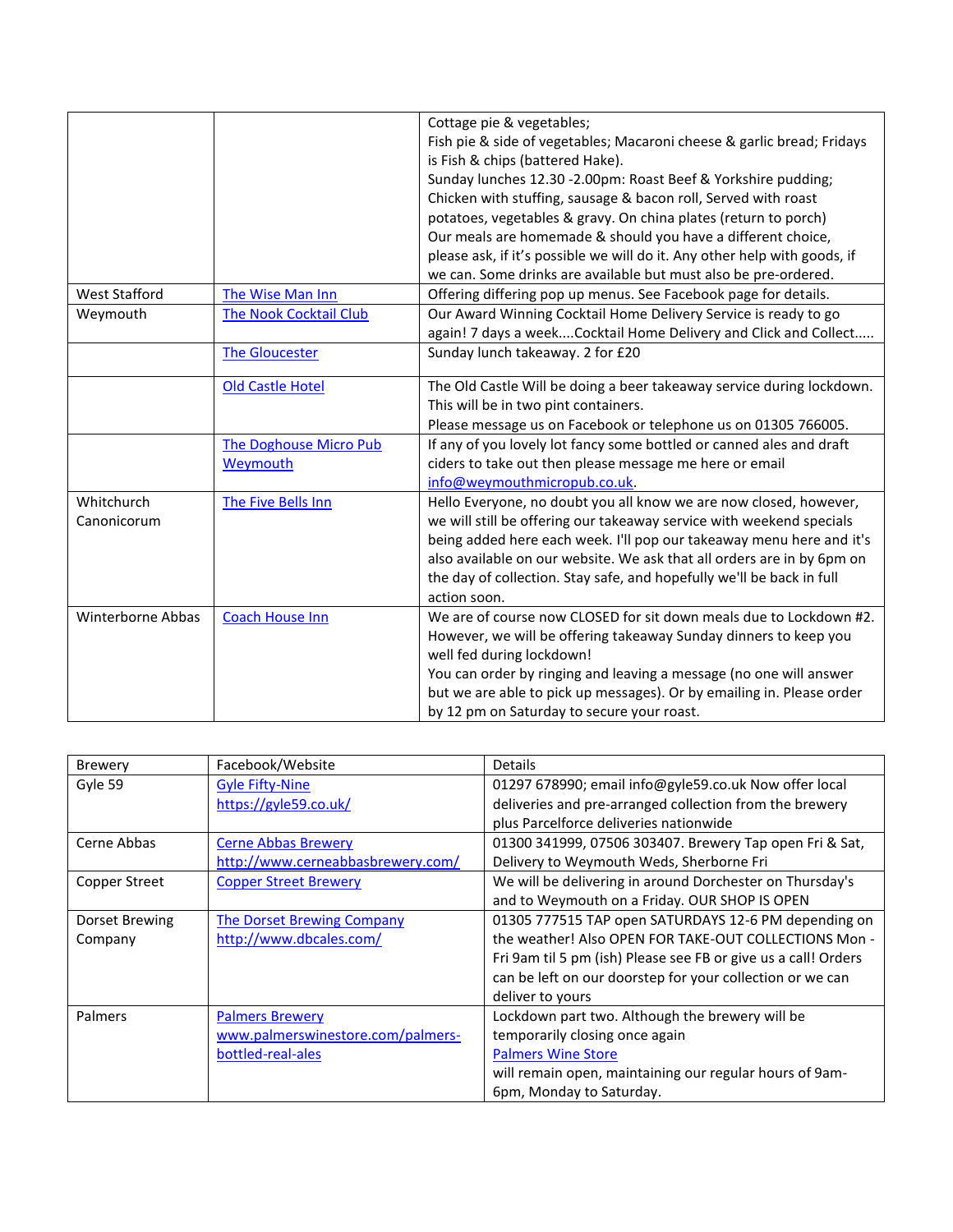| | | |
|---|---|---|
| | | Cottage pie & vegetables;<br>Fish pie & side of vegetables; Macaroni cheese & garlic bread; Fridays is Fish & chips (battered Hake).<br>Sunday lunches 12.30 -2.00pm: Roast Beef & Yorkshire pudding; Chicken with stuffing, sausage & bacon roll, Served with roast potatoes, vegetables & gravy. On china plates (return to porch)<br>Our meals are homemade & should you have a different choice, please ask, if it's possible we will do it. Any other help with goods, if we can. Some drinks are available but must also be pre-ordered. |
| West Stafford | The Wise Man Inn | Offering differing pop up menus. See Facebook page for details. |
| Weymouth | The Nook Cocktail Club | Our Award Winning Cocktail Home Delivery Service is ready to go again! 7 days a week....Cocktail Home Delivery and Click and Collect..... |
| | The Gloucester | Sunday lunch takeaway. 2 for £20 |
| | Old Castle Hotel | The Old Castle Will be doing a beer takeaway service during lockdown. This will be in two pint containers.<br>Please message us on Facebook or telephone us on 01305 766005. |
| | The Doghouse Micro Pub Weymouth | If any of you lovely lot fancy some bottled or canned ales and draft ciders to take out then please message me here or email info@weymouthmicropub.co.uk. |
| Whitchurch Canonicorum | The Five Bells Inn | Hello Everyone, no doubt you all know we are now closed, however, we will still be offering our takeaway service with weekend specials being added here each week. I'll pop our takeaway menu here and it's also available on our website. We ask that all orders are in by 6pm on the day of collection. Stay safe, and hopefully we'll be back in full action soon. |
| Winterborne Abbas | Coach House Inn | We are of course now CLOSED for sit down meals due to Lockdown #2. However, we will be offering takeaway Sunday dinners to keep you well fed during lockdown!<br>You can order by ringing and leaving a message (no one will answer but we are able to pick up messages). Or by emailing in. Please order by 12 pm on Saturday to secure your roast. |

| Brewery | Facebook/Website | Details |
|---|---|---|
| Gyle 59 | Gyle Fifty-Nine<br>https://gyle59.co.uk/ | 01297 678990; email info@gyle59.co.uk Now offer local deliveries and pre-arranged collection from the brewery plus Parcelforce deliveries nationwide |
| Cerne Abbas | Cerne Abbas Brewery<br>http://www.cerneabbasbrewery.com/ | 01300 341999, 07506 303407. Brewery Tap open Fri & Sat, Delivery to Weymouth Weds, Sherborne Fri |
| Copper Street | Copper Street Brewery | We will be delivering in around Dorchester on Thursday's and to Weymouth on a Friday. OUR SHOP IS OPEN |
| Dorset Brewing Company | The Dorset Brewing Company<br>http://www.dbcales.com/ | 01305 777515 TAP open SATURDAYS 12-6 PM depending on the weather! Also OPEN FOR TAKE-OUT COLLECTIONS Mon - Fri 9am til 5 pm (ish) Please see FB or give us a call! Orders can be left on our doorstep for your collection or we can deliver to yours |
| Palmers | Palmers Brewery<br>www.palmerswinestore.com/palmers-bottled-real-ales | Lockdown part two. Although the brewery will be temporarily closing once again<br>Palmers Wine Store<br>will remain open, maintaining our regular hours of 9am-6pm, Monday to Saturday. |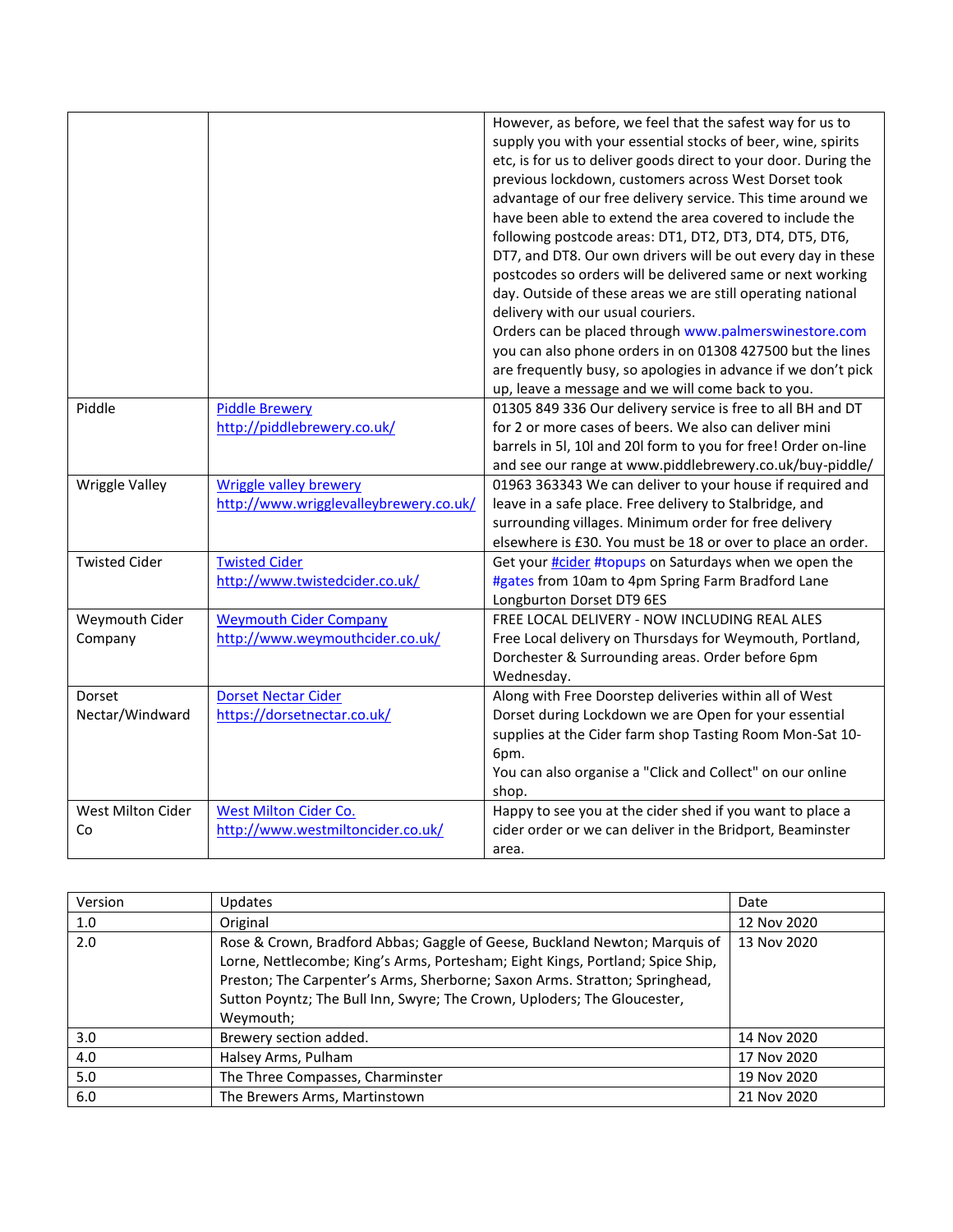| | | |
|---|---|---|
| | | However, as before, we feel that the safest way for us to supply you with your essential stocks of beer, wine, spirits etc, is for us to deliver goods direct to your door. During the previous lockdown, customers across West Dorset took advantage of our free delivery service. This time around we have been able to extend the area covered to include the following postcode areas: DT1, DT2, DT3, DT4, DT5, DT6, DT7, and DT8. Our own drivers will be out every day in these postcodes so orders will be delivered same or next working day. Outside of these areas we are still operating national delivery with our usual couriers.<br>Orders can be placed through www.palmerswinestore.com you can also phone orders in on 01308 427500 but the lines are frequently busy, so apologies in advance if we don't pick up, leave a message and we will come back to you. |
| Piddle | Piddle Brewery<br>http://piddlebrewery.co.uk/ | 01305 849 336 Our delivery service is free to all BH and DT for 2 or more cases of beers. We also can deliver mini barrels in 5l, 10l and 20l form to you for free! Order on-line and see our range at www.piddlebrewery.co.uk/buy-piddle/ |
| Wriggle Valley | Wriggle valley brewery<br>http://www.wrigglevalleybrewery.co.uk/ | 01963 363343 We can deliver to your house if required and leave in a safe place. Free delivery to Stalbridge, and surrounding villages. Minimum order for free delivery elsewhere is £30. You must be 18 or over to place an order. |
| Twisted Cider | Twisted Cider<br>http://www.twistedcider.co.uk/ | Get your #cider #topups on Saturdays when we open the #gates from 10am to 4pm Spring Farm Bradford Lane Longburton Dorset DT9 6ES |
| Weymouth Cider Company | Weymouth Cider Company<br>http://www.weymouthcider.co.uk/ | FREE LOCAL DELIVERY - NOW INCLUDING REAL ALES<br>Free Local delivery on Thursdays for Weymouth, Portland, Dorchester & Surrounding areas. Order before 6pm Wednesday. |
| Dorset Nectar/Windward | Dorset Nectar Cider<br>https://dorsetnectar.co.uk/ | Along with Free Doorstep deliveries within all of West Dorset during Lockdown we are Open for your essential supplies at the Cider farm shop Tasting Room Mon-Sat 10-6pm.<br>You can also organise a "Click and Collect" on our online shop. |
| West Milton Cider Co | West Milton Cider Co.<br>http://www.westmiltoncider.co.uk/ | Happy to see you at the cider shed if you want to place a cider order or we can deliver in the Bridport, Beaminster area. |

| Version | Updates | Date |
|---|---|---|
| 1.0 | Original | 12 Nov 2020 |
| 2.0 | Rose & Crown, Bradford Abbas; Gaggle of Geese, Buckland Newton; Marquis of Lorne, Nettlecombe; King's Arms, Portesham; Eight Kings, Portland; Spice Ship, Preston; The Carpenter's Arms, Sherborne; Saxon Arms. Stratton; Springhead, Sutton Poyntz; The Bull Inn, Swyre; The Crown, Uploders; The Gloucester, Weymouth; | 13 Nov 2020 |
| 3.0 | Brewery section added. | 14 Nov 2020 |
| 4.0 | Halsey Arms, Pulham | 17 Nov 2020 |
| 5.0 | The Three Compasses, Charminster | 19 Nov 2020 |
| 6.0 | The Brewers Arms, Martinstown | 21 Nov 2020 |